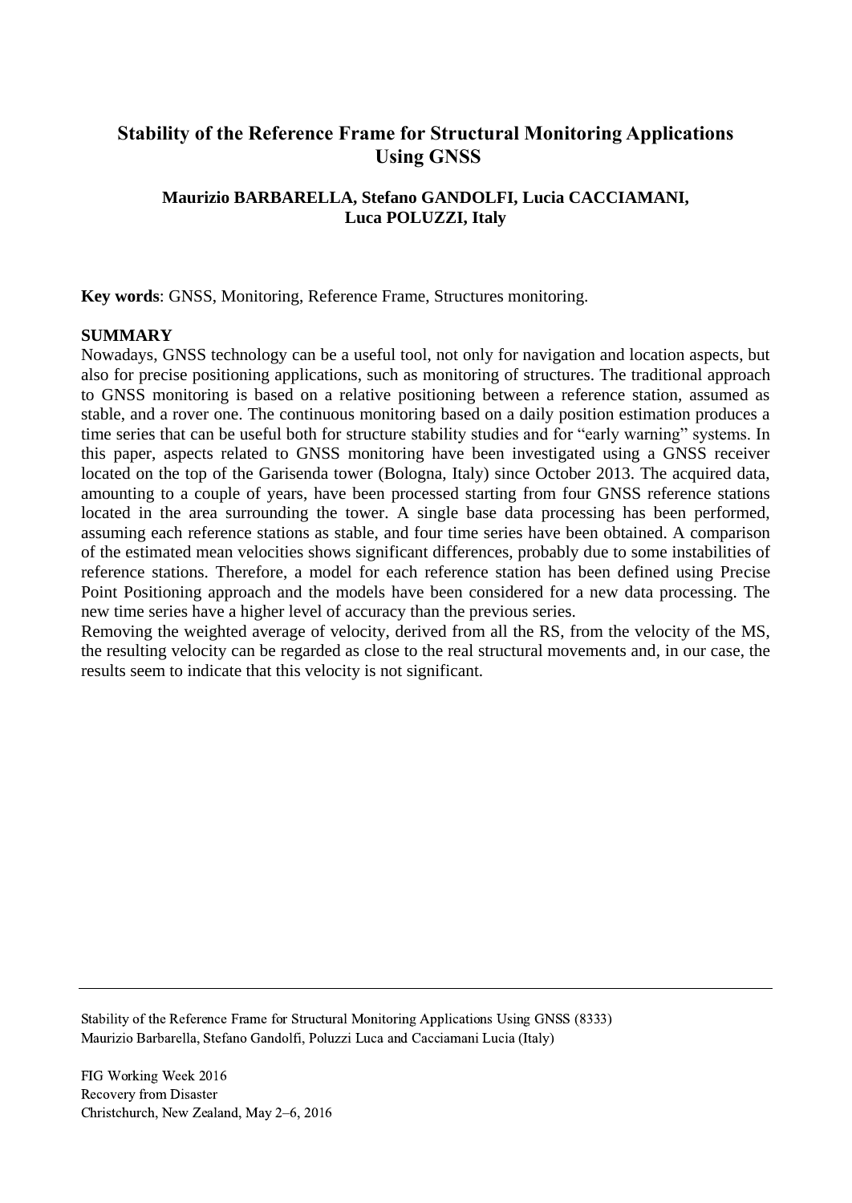# Stability of the Reference Frame for Structural Monitoring Applications Using GNSS

**Maurizio BARBARELLA, Stefano GANDOLFI, Lucia CACCIAMANI, Luca POLUZZI, Italy**

**Key words**: GNSS, Monitoring, Reference Frame, Structures monitoring.

## SUMMARY

Nowadays, GNSS technology can be a useful tool, not only for navigation and location aspects, but also for precise positioning applications, such as monitoring of structures. The traditional approach to GNSS monitoring is based on a relative positioning between a reference station, assumed as stable, and a rover one. The continuous monitoring based on a daily position estimation produces a time series that can be useful both for structure stability studies and for "early warning" systems. In this paper, aspects related to GNSS monitoring have been investigated using a GNSS receiver located on the top of the Garisenda tower (Bologna, Italy) since October 2013. The acquired data, amounting to a couple of years, have been processed starting from four GNSS reference stations located in the area surrounding the tower. A single base data processing has been performed, assuming each reference stations as stable, and four time series have been obtained. A comparison of the estimated mean velocities shows significant differences, probably due to some instabilities of reference stations. Therefore, a model for each reference station has been defined using Precise Point Positioning approach and the models have been considered for a new data processing. The new time series have a higher level of accuracy than the previous series.

Removing the weighted average of velocity, derived from all the RS, from the velocity of the MS, the resulting velocity can be regarded as close to the real structural movements and, in our case, the results seem to indicate that this velocity is not significant.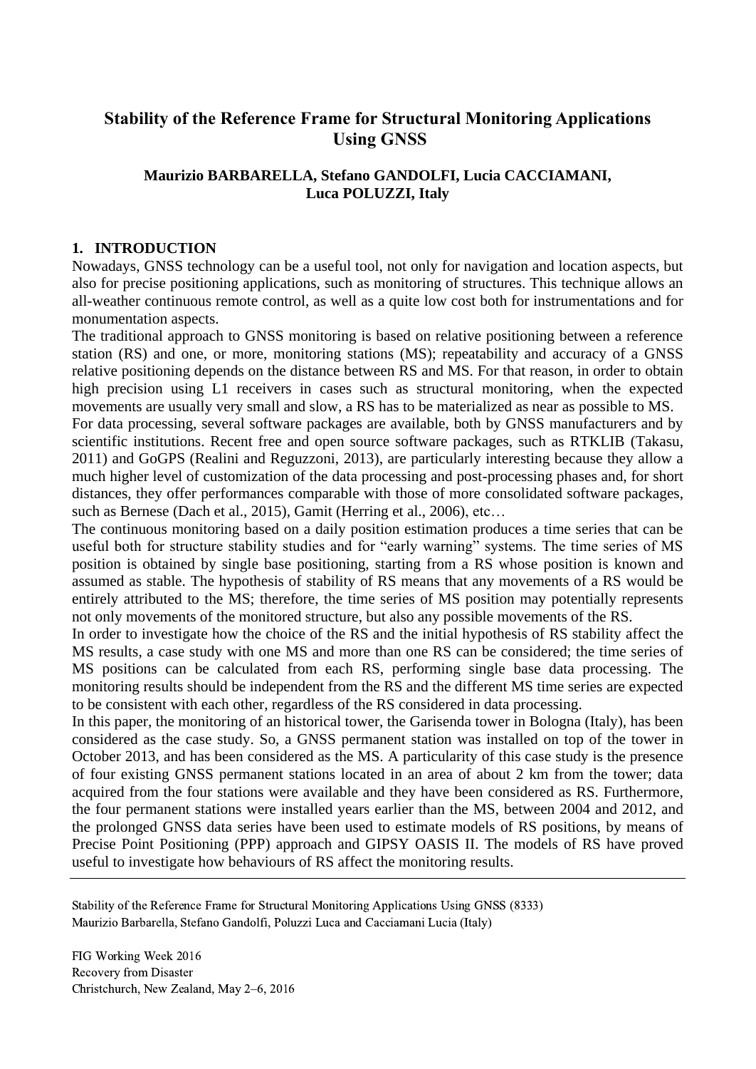# Stability of the Reference Frame for Structural Monitoring Applications Using GNSS

**Maurizio BARBARELLA, Stefano GANDOLFI, Lucia CACCIAMANI, Luca POLUZZI, Italy**

## 1. INTRODUCTION

Nowadays, GNSS technology can be a useful tool, not only for navigation and location aspects, but also for precise positioning applications, such as monitoring of structures. This technique allows an all-weather continuous remote control, as well as a quite low cost both for instrumentations and for monumentation aspects.

The traditional approach to GNSS monitoring is based on relative positioning between a reference station (RS) and one, or more, monitoring stations (MS); repeatability and accuracy of a GNSS relative positioning depends on the distance between RS and MS. For that reason, in order to obtain high precision using L1 receivers in cases such as structural monitoring, when the expected movements are usually very small and slow, a RS has to be materialized as near as possible to MS.

For data processing, several software packages are available, both by GNSS manufacturers and by scientific institutions. Recent free and open source software packages, such as RTKLIB (Takasu, 2011) and GoGPS (Realini and Reguzzoni, 2013), are particularly interesting because they allow a much higher level of customization of the data processing and post-processing phases and, for short distances, they offer performances comparable with those of more consolidated software packages, such as Bernese (Dach et al., 2015), Gamit (Herring et al., 2006), etc…

The continuous monitoring based on a daily position estimation produces a time series that can be useful both for structure stability studies and for "early warning" systems. The time series of MS position is obtained by single base positioning, starting from a RS whose position is known and assumed as stable. The hypothesis of stability of RS means that any movements of a RS would be entirely attributed to the MS; therefore, the time series of MS position may potentially represents not only movements of the monitored structure, but also any possible movements of the RS.

In order to investigate how the choice of the RS and the initial hypothesis of RS stability affect the MS results, a case study with one MS and more than one RS can be considered; the time series of MS positions can be calculated from each RS, performing single base data processing. The monitoring results should be independent from the RS and the different MS time series are expected to be consistent with each other, regardless of the RS considered in data processing.

In this paper, the monitoring of an historical tower, the Garisenda tower in Bologna (Italy), has been considered as the case study. So, a GNSS permanent station was installed on top of the tower in October 2013, and has been considered as the MS. A particularity of this case study is the presence of four existing GNSS permanent stations located in an area of about 2 km from the tower; data acquired from the four stations were available and they have been considered as RS. Furthermore, the four permanent stations were installed years earlier than the MS, between 2004 and 2012, and the prolonged GNSS data series have been used to estimate models of RS positions, by means of Precise Point Positioning (PPP) approach and GIPSY OASIS II. The models of RS have proved useful to investigate how behaviours of RS affect the monitoring results.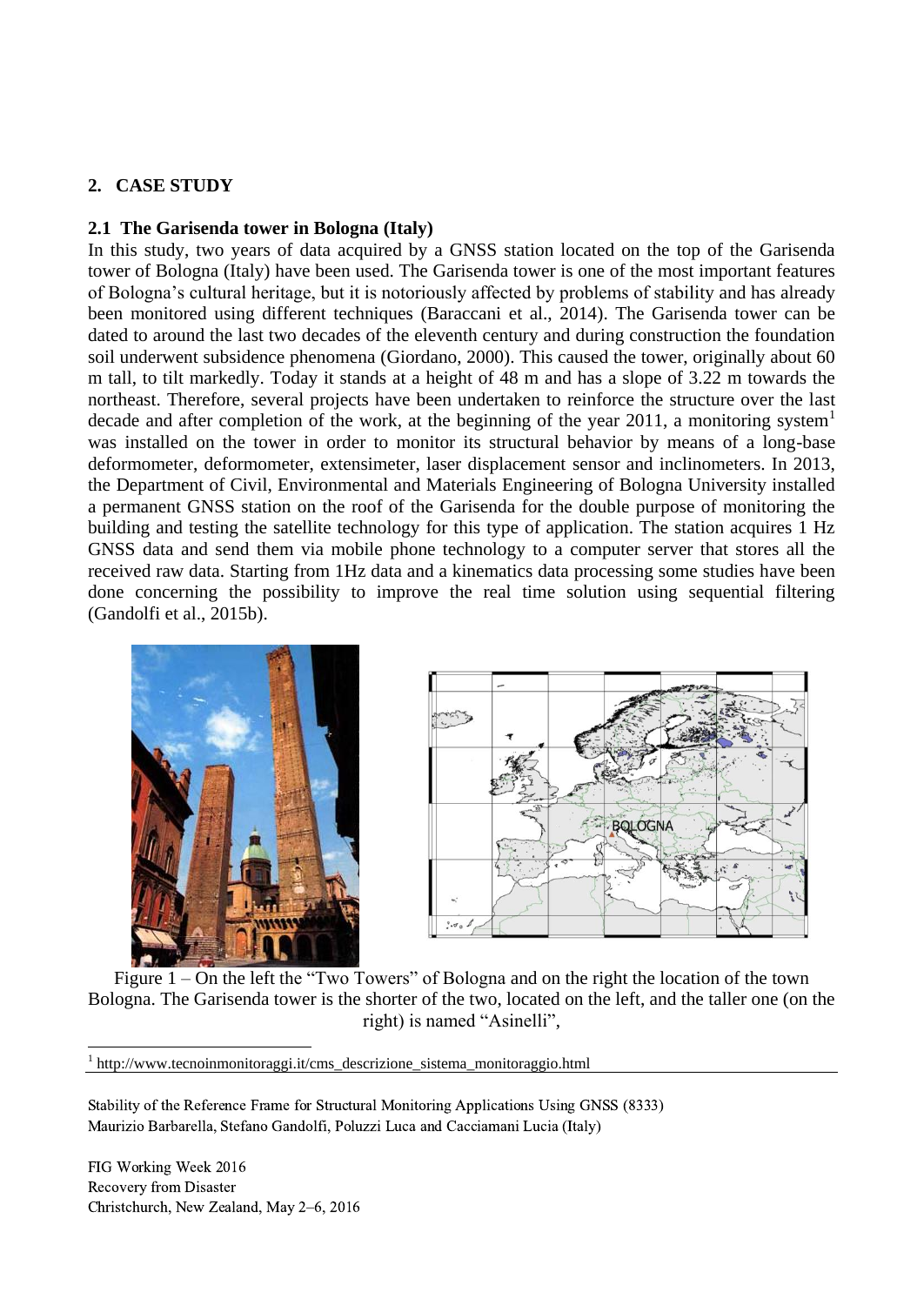## 2. CASE STUDY

### 2.1 The Garisenda tower in Bologna (Italy)

In this study, two years of data acquired by a GNSS station located on the top of the Garisenda tower of Bologna (Italy) have been used. The Garisenda tower is one of the most important features of Bologna's cultural heritage, but it is notoriously affected by problems of stability and has already been monitored using different techniques (Baraccani et al., 2014). The Garisenda tower can be dated to around the last two decades of the eleventh century and during construction the foundation soil underwent subsidence phenomena (Giordano, 2000). This caused the tower, originally about 60 m tall, to tilt markedly. Today it stands at a height of 48 m and has a slope of 3.22 m towards the northeast. Therefore, several projects have been undertaken to reinforce the structure over the last decade and after completion of the work, at the beginning of the year 2011, a monitoring system[1] was installed on the tower in order to monitor its structural behavior by means of a long-base deformometer, deformometer, extensimeter, laser displacement sensor and inclinometers. In 2013, the Department of Civil, Environmental and Materials Engineering of Bologna University installed a permanent GNSS station on the roof of the Garisenda for the double purpose of monitoring the building and testing the satellite technology for this type of application. The station acquires 1 Hz GNSS data and send them via mobile phone technology to a computer server that stores all the received raw data. Starting from 1Hz data and a kinematics data processing some studies have been done concerning the possibility to improve the real time solution using sequential filtering (Gandolfi et al., 2015b).

Figure 1 – On the left the "Two Towers" of Bologna and on the right the location of the town Bologna. The Garisenda tower is the shorter of the two, located on the left, and the taller one (on the right) is named "Asinelli",

[1] http://www.tecnoinmonitoraggi.it/cms_descrizione_sistema_monitoraggio.html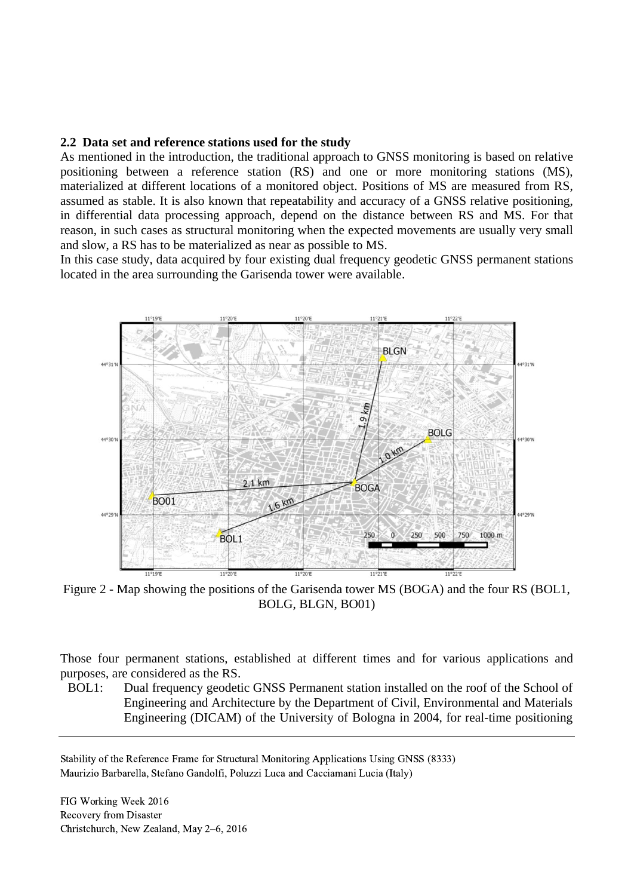### 2.2 Data set and reference stations used for the study

As mentioned in the introduction, the traditional approach to GNSS monitoring is based on relative positioning between a reference station (RS) and one or more monitoring stations (MS), materialized at different locations of a monitored object. Positions of MS are measured from RS, assumed as stable. It is also known that repeatability and accuracy of a GNSS relative positioning, in differential data processing approach, depend on the distance between RS and MS. For that reason, in such cases as structural monitoring when the expected movements are usually very small and slow, a RS has to be materialized as near as possible to MS.

In this case study, data acquired by four existing dual frequency geodetic GNSS permanent stations located in the area surrounding the Garisenda tower were available.

Figure 2 - Map showing the positions of the Garisenda tower MS (BOGA) and the four RS (BOL1, BOLG, BLGN, BO01)

Those four permanent stations, established at different times and for various applications and purposes, are considered as the RS.

BOL1: Dual frequency geodetic GNSS Permanent station installed on the roof of the School of Engineering and Architecture by the Department of Civil, Environmental and Materials Engineering (DICAM) of the University of Bologna in 2004, for real-time positioning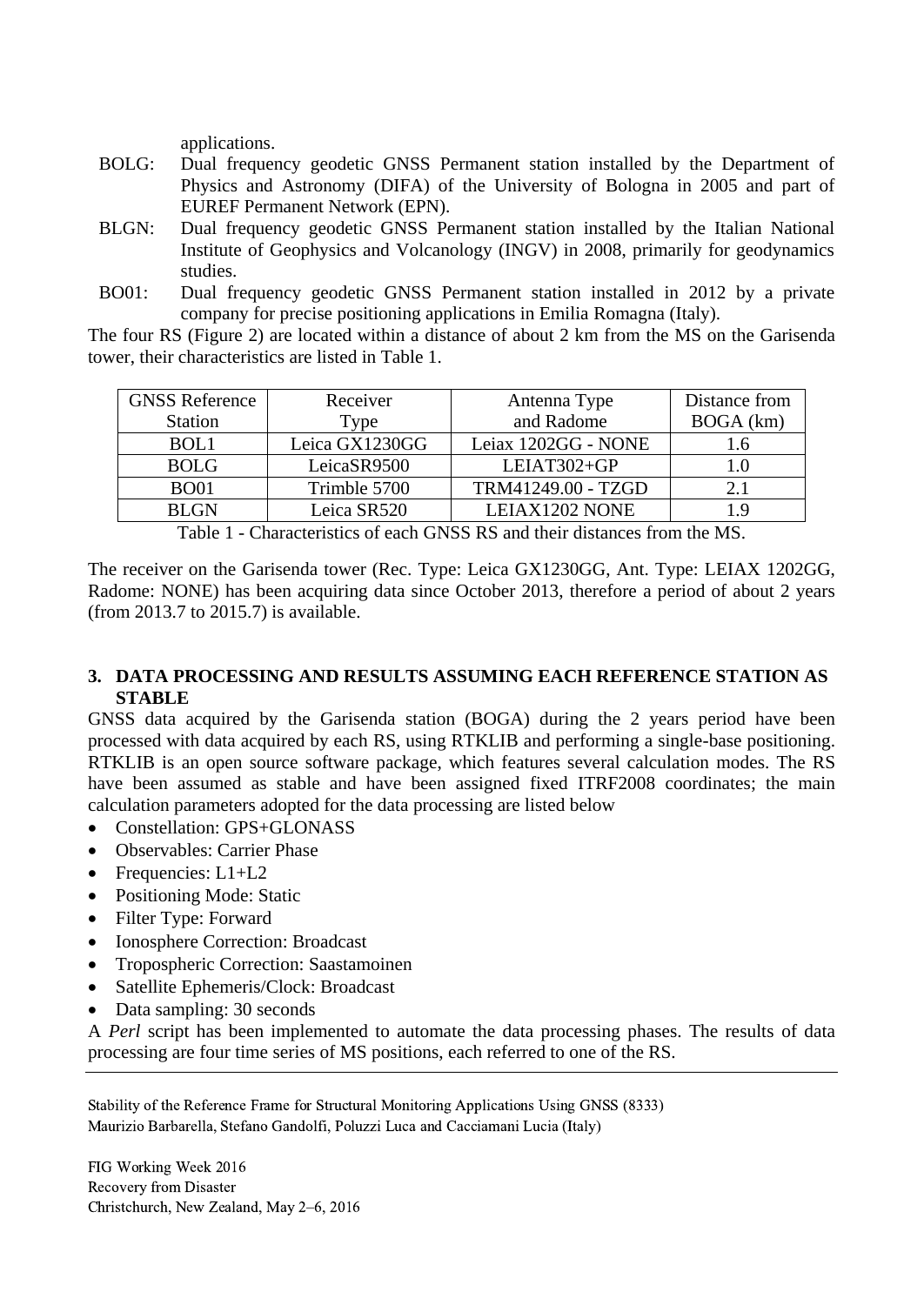applications.

BOLG: Dual frequency geodetic GNSS Permanent station installed by the Department of Physics and Astronomy (DIFA) of the University of Bologna in 2005 and part of EUREF Permanent Network (EPN).

BLGN: Dual frequency geodetic GNSS Permanent station installed by the Italian National Institute of Geophysics and Volcanology (INGV) in 2008, primarily for geodynamics studies.

BO01: Dual frequency geodetic GNSS Permanent station installed in 2012 by a private company for precise positioning applications in Emilia Romagna (Italy).

The four RS (Figure 2) are located within a distance of about 2 km from the MS on the Garisenda tower, their characteristics are listed in Table 1.

| GNSS Reference Station | Receiver Type | Antenna Type and Radome | Distance from BOGA (km) |
|---|---|---|---|
| BOL1 | Leica GX1230GG | Leiax 1202GG - NONE | 1.6 |
| BOLG | LeicaSR9500 | LEIAT302+GP | 1.0 |
| BO01 | Trimble 5700 | TRM41249.00 - TZGD | 2.1 |
| BLGN | Leica SR520 | LEIAX1202 NONE | 1.9 |

Table 1 - Characteristics of each GNSS RS and their distances from the MS.

The receiver on the Garisenda tower (Rec. Type: Leica GX1230GG, Ant. Type: LEIAX 1202GG, Radome: NONE) has been acquiring data since October 2013, therefore a period of about 2 years (from 2013.7 to 2015.7) is available.

## 3. DATA PROCESSING AND RESULTS ASSUMING EACH REFERENCE STATION AS STABLE

GNSS data acquired by the Garisenda station (BOGA) during the 2 years period have been processed with data acquired by each RS, using RTKLIB and performing a single-base positioning. RTKLIB is an open source software package, which features several calculation modes. The RS have been assumed as stable and have been assigned fixed ITRF2008 coordinates; the main calculation parameters adopted for the data processing are listed below

- Constellation: GPS+GLONASS
- Observables: Carrier Phase
- Frequencies: L1+L2
- Positioning Mode: Static
- Filter Type: Forward
- Ionosphere Correction: Broadcast
- Tropospheric Correction: Saastamoinen
- Satellite Ephemeris/Clock: Broadcast
- Data sampling: 30 seconds

A *Perl* script has been implemented to automate the data processing phases. The results of data processing are four time series of MS positions, each referred to one of the RS.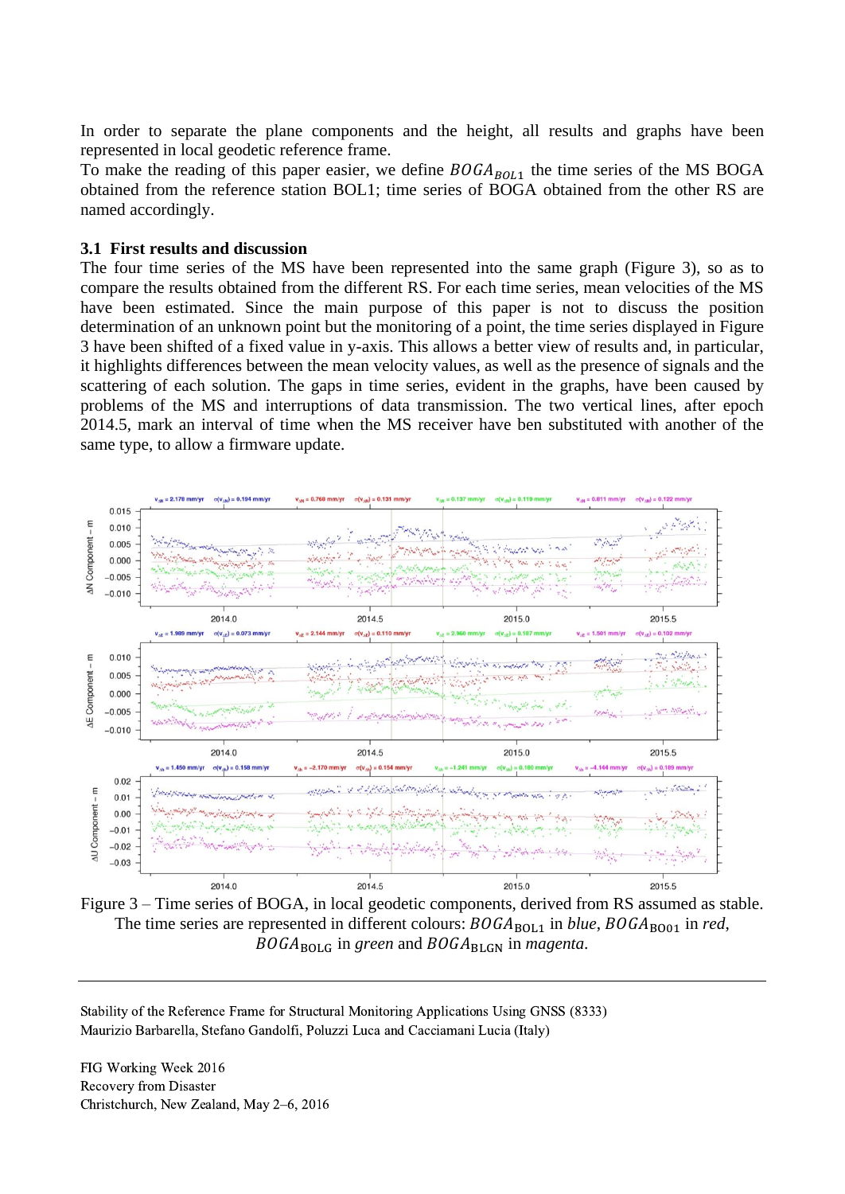In order to separate the plane components and the height, all results and graphs have been represented in local geodetic reference frame.
To make the reading of this paper easier, we define $BOGA_{BOL1}$ the time series of the MS BOGA obtained from the reference station BOL1; time series of BOGA obtained from the other RS are named accordingly.

### 3.1 First results and discussion

The four time series of the MS have been represented into the same graph (Figure 3), so as to compare the results obtained from the different RS. For each time series, mean velocities of the MS have been estimated. Since the main purpose of this paper is not to discuss the position determination of an unknown point but the monitoring of a point, the time series displayed in Figure 3 have been shifted of a fixed value in y-axis. This allows a better view of results and, in particular, it highlights differences between the mean velocity values, as well as the presence of signals and the scattering of each solution. The gaps in time series, evident in the graphs, have been caused by problems of the MS and interruptions of data transmission. The two vertical lines, after epoch 2014.5, mark an interval of time when the MS receiver have ben substituted with another of the same type, to allow a firmware update.

Figure 3 – Time series of BOGA, in local geodetic components, derived from RS assumed as stable. The time series are represented in different colours: $BOGA_{\text{BOL1}}$ in *blue*, $BOGA_{\text{BO01}}$ in *red*, $BOGA_{\text{BOLG}}$ in *green* and $BOGA_{\text{BLGN}}$ in *magenta*.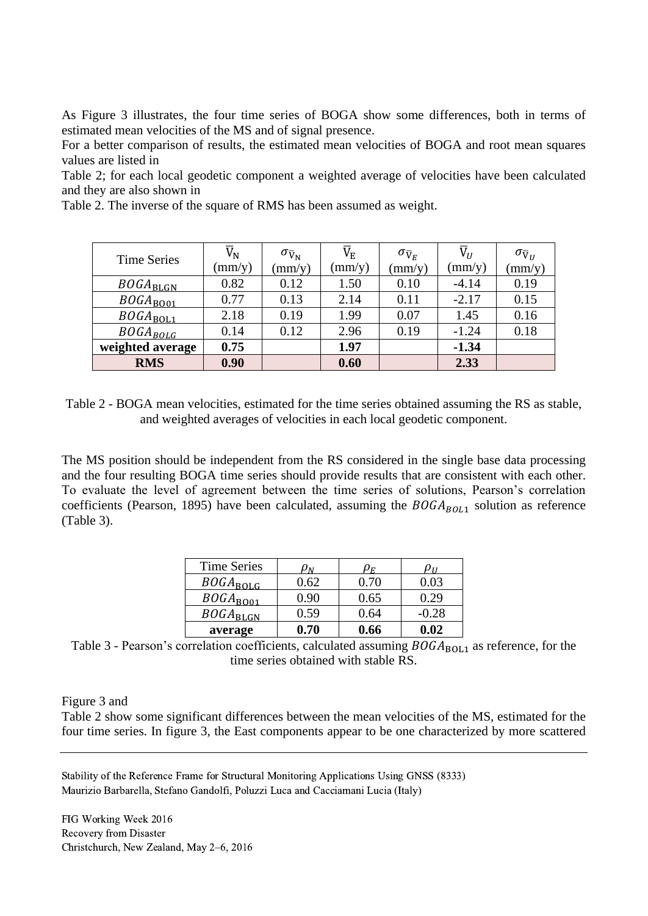As Figure 3 illustrates, the four time series of BOGA show some differences, both in terms of estimated mean velocities of the MS and of signal presence.

For a better comparison of results, the estimated mean velocities of BOGA and root mean squares values are listed in

Table 2; for each local geodetic component a weighted average of velocities have been calculated and they are also shown in

Table 2. The inverse of the square of RMS has been assumed as weight.

| Time Series | $\bar{V}_N$ (mm/y) | $\sigma_{\bar{V}_N}$ (mm/y) | $\bar{V}_E$ (mm/y) | $\sigma_{\bar{V}_E}$ (mm/y) | $\bar{V}_U$ (mm/y) | $\sigma_{\bar{V}_U}$ (mm/y) |
|---|---|---|---|---|---|---|
| $BOGA_{BLGN}$ | 0.82 | 0.12 | 1.50 | 0.10 | -4.14 | 0.19 |
| $BOGA_{BO01}$ | 0.77 | 0.13 | 2.14 | 0.11 | -2.17 | 0.15 |
| $BOGA_{BOL1}$ | 2.18 | 0.19 | 1.99 | 0.07 | 1.45 | 0.16 |
| $BOGA_{BOLG}$ | 0.14 | 0.12 | 2.96 | 0.19 | -1.24 | 0.18 |
| **weighted average** | **0.75** | | **1.97** | | **-1.34** | |
| **RMS** | **0.90** | | **0.60** | | **2.33** | |

Table 2 - BOGA mean velocities, estimated for the time series obtained assuming the RS as stable, and weighted averages of velocities in each local geodetic component.

The MS position should be independent from the RS considered in the single base data processing and the four resulting BOGA time series should provide results that are consistent with each other. To evaluate the level of agreement between the time series of solutions, Pearson's correlation coefficients (Pearson, 1895) have been calculated, assuming the $BOGA_{BOL1}$ solution as reference (Table 3).

| Time Series | $\rho_N$ | $\rho_E$ | $\rho_U$ |
|---|---|---|---|
| $BOGA_{BOLG}$ | 0.62 | 0.70 | 0.03 |
| $BOGA_{BO01}$ | 0.90 | 0.65 | 0.29 |
| $BOGA_{BLGN}$ | 0.59 | 0.64 | -0.28 |
| **average** | **0.70** | **0.66** | **0.02** |

Table 3 - Pearson's correlation coefficients, calculated assuming $BOGA_{BOL1}$ as reference, for the time series obtained with stable RS.

Figure 3 and

Table 2 show some significant differences between the mean velocities of the MS, estimated for the four time series. In figure 3, the East components appear to be one characterized by more scattered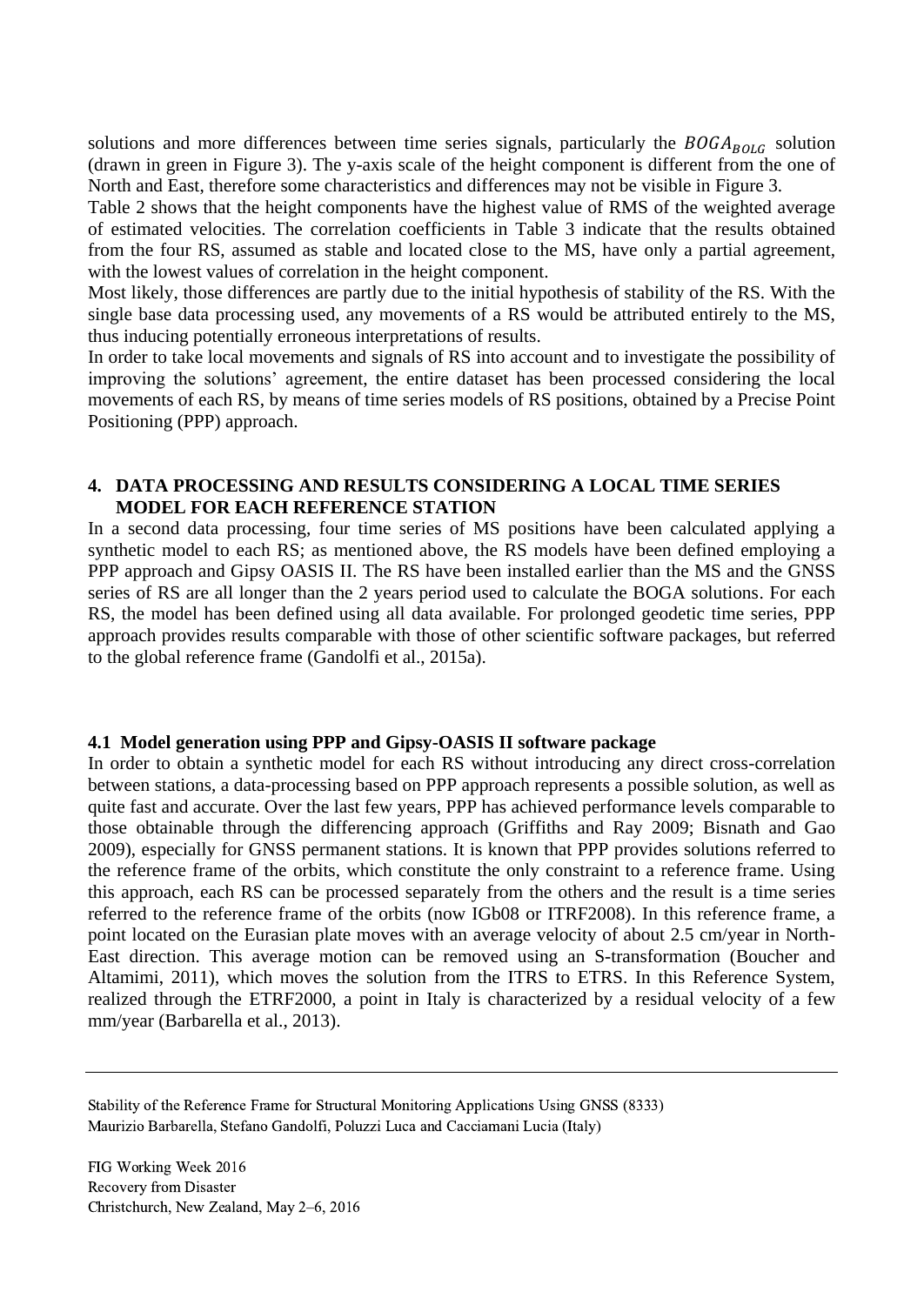solutions and more differences between time series signals, particularly the $BOGA_{BOLG}$ solution (drawn in green in Figure 3). The y-axis scale of the height component is different from the one of North and East, therefore some characteristics and differences may not be visible in Figure 3.

Table 2 shows that the height components have the highest value of RMS of the weighted average of estimated velocities. The correlation coefficients in Table 3 indicate that the results obtained from the four RS, assumed as stable and located close to the MS, have only a partial agreement, with the lowest values of correlation in the height component.

Most likely, those differences are partly due to the initial hypothesis of stability of the RS. With the single base data processing used, any movements of a RS would be attributed entirely to the MS, thus inducing potentially erroneous interpretations of results.

In order to take local movements and signals of RS into account and to investigate the possibility of improving the solutions' agreement, the entire dataset has been processed considering the local movements of each RS, by means of time series models of RS positions, obtained by a Precise Point Positioning (PPP) approach.

## 4. DATA PROCESSING AND RESULTS CONSIDERING A LOCAL TIME SERIES MODEL FOR EACH REFERENCE STATION

In a second data processing, four time series of MS positions have been calculated applying a synthetic model to each RS; as mentioned above, the RS models have been defined employing a PPP approach and Gipsy OASIS II. The RS have been installed earlier than the MS and the GNSS series of RS are all longer than the 2 years period used to calculate the BOGA solutions. For each RS, the model has been defined using all data available. For prolonged geodetic time series, PPP approach provides results comparable with those of other scientific software packages, but referred to the global reference frame (Gandolfi et al., 2015a).

### 4.1 Model generation using PPP and Gipsy-OASIS II software package

In order to obtain a synthetic model for each RS without introducing any direct cross-correlation between stations, a data-processing based on PPP approach represents a possible solution, as well as quite fast and accurate. Over the last few years, PPP has achieved performance levels comparable to those obtainable through the differencing approach (Griffiths and Ray 2009; Bisnath and Gao 2009), especially for GNSS permanent stations. It is known that PPP provides solutions referred to the reference frame of the orbits, which constitute the only constraint to a reference frame. Using this approach, each RS can be processed separately from the others and the result is a time series referred to the reference frame of the orbits (now IGb08 or ITRF2008). In this reference frame, a point located on the Eurasian plate moves with an average velocity of about 2.5 cm/year in North-East direction. This average motion can be removed using an S-transformation (Boucher and Altamimi, 2011), which moves the solution from the ITRS to ETRS. In this Reference System, realized through the ETRF2000, a point in Italy is characterized by a residual velocity of a few mm/year (Barbarella et al., 2013).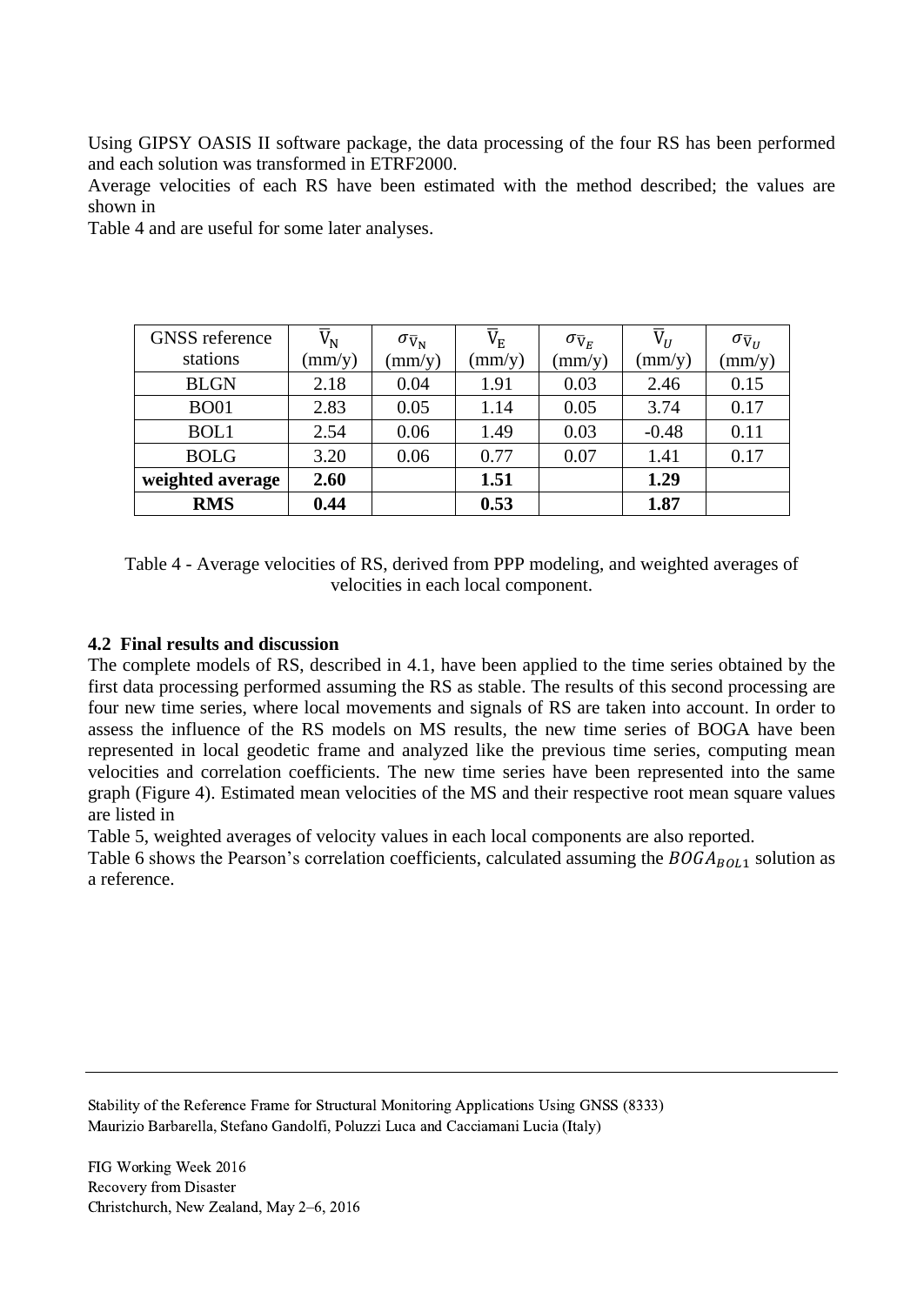Using GIPSY OASIS II software package, the data processing of the four RS has been performed and each solution was transformed in ETRF2000.

Average velocities of each RS have been estimated with the method described; the values are shown in

Table 4 and are useful for some later analyses.

| GNSS reference stations | $\overline{V}_N$ (mm/y) | $\sigma_{\overline{V}_N}$ (mm/y) | $\overline{V}_E$ (mm/y) | $\sigma_{\overline{V}_E}$ (mm/y) | $\overline{V}_U$ (mm/y) | $\sigma_{\overline{V}_U}$ (mm/y) |
|---|---|---|---|---|---|---|
| BLGN | 2.18 | 0.04 | 1.91 | 0.03 | 2.46 | 0.15 |
| BO01 | 2.83 | 0.05 | 1.14 | 0.05 | 3.74 | 0.17 |
| BOL1 | 2.54 | 0.06 | 1.49 | 0.03 | -0.48 | 0.11 |
| BOLG | 3.20 | 0.06 | 0.77 | 0.07 | 1.41 | 0.17 |
| **weighted average** | **2.60** | | **1.51** | | **1.29** | |
| **RMS** | **0.44** | | **0.53** | | **1.87** | |

Table 4 - Average velocities of RS, derived from PPP modeling, and weighted averages of velocities in each local component.

### 4.2 Final results and discussion

The complete models of RS, described in 4.1, have been applied to the time series obtained by the first data processing performed assuming the RS as stable. The results of this second processing are four new time series, where local movements and signals of RS are taken into account. In order to assess the influence of the RS models on MS results, the new time series of BOGA have been represented in local geodetic frame and analyzed like the previous time series, computing mean velocities and correlation coefficients. The new time series have been represented into the same graph (Figure 4). Estimated mean velocities of the MS and their respective root mean square values are listed in

Table 5, weighted averages of velocity values in each local components are also reported.

Table 6 shows the Pearson's correlation coefficients, calculated assuming the $BOGA_{BOL1}$ solution as a reference.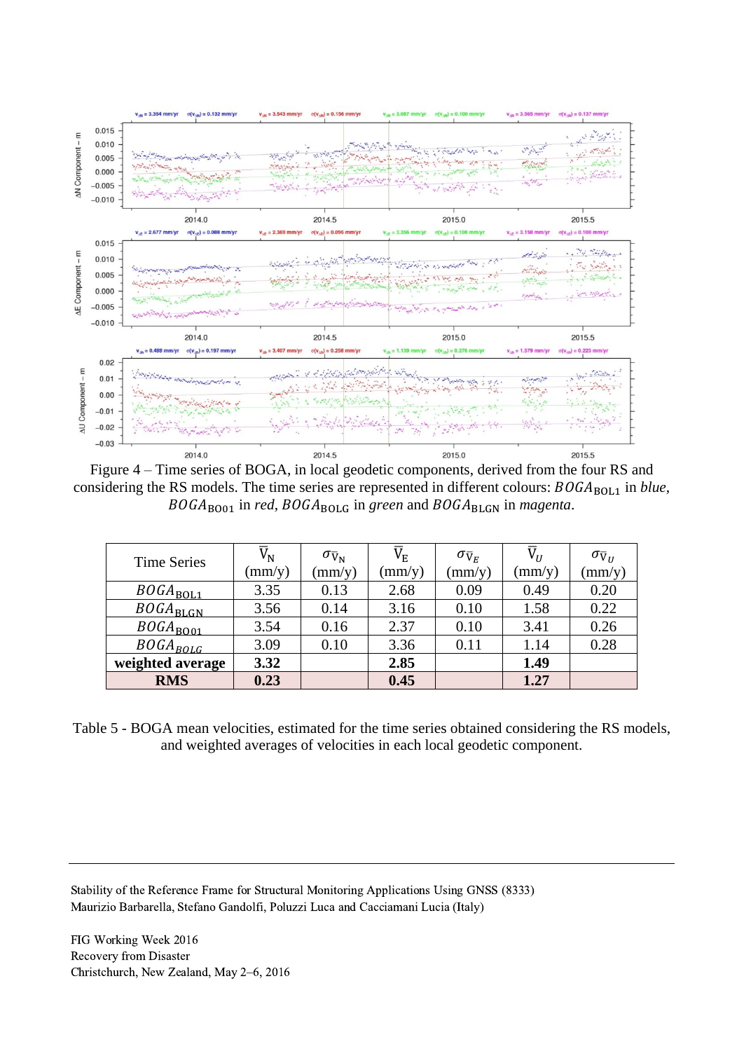Figure 4 – Time series of BOGA, in local geodetic components, derived from the four RS and considering the RS models. The time series are represented in different colours: $BOGA_{\mathrm{BOL1}}$ in *blue*, $BOGA_{\mathrm{BO01}}$ in *red*, $BOGA_{\mathrm{BOLG}}$ in *green* and $BOGA_{\mathrm{BLGN}}$ in *magenta*.

| Time Series | $\bar{V}_N$ (mm/y) | $\sigma_{\bar{V}_N}$ (mm/y) | $\bar{V}_E$ (mm/y) | $\sigma_{\bar{V}_E}$ (mm/y) | $\bar{V}_U$ (mm/y) | $\sigma_{\bar{V}_U}$ (mm/y) |
|---|---|---|---|---|---|---|
| $BOGA_{\mathrm{BOL1}}$ | 3.35 | 0.13 | 2.68 | 0.09 | 0.49 | 0.20 |
| $BOGA_{\mathrm{BLGN}}$ | 3.56 | 0.14 | 3.16 | 0.10 | 1.58 | 0.22 |
| $BOGA_{\mathrm{BO01}}$ | 3.54 | 0.16 | 2.37 | 0.10 | 3.41 | 0.26 |
| $BOGA_{BOLG}$ | 3.09 | 0.10 | 3.36 | 0.11 | 1.14 | 0.28 |
| **weighted average** | **3.32** | | **2.85** | | **1.49** | |
| **RMS** | **0.23** | | **0.45** | | **1.27** | |

Table 5 - BOGA mean velocities, estimated for the time series obtained considering the RS models, and weighted averages of velocities in each local geodetic component.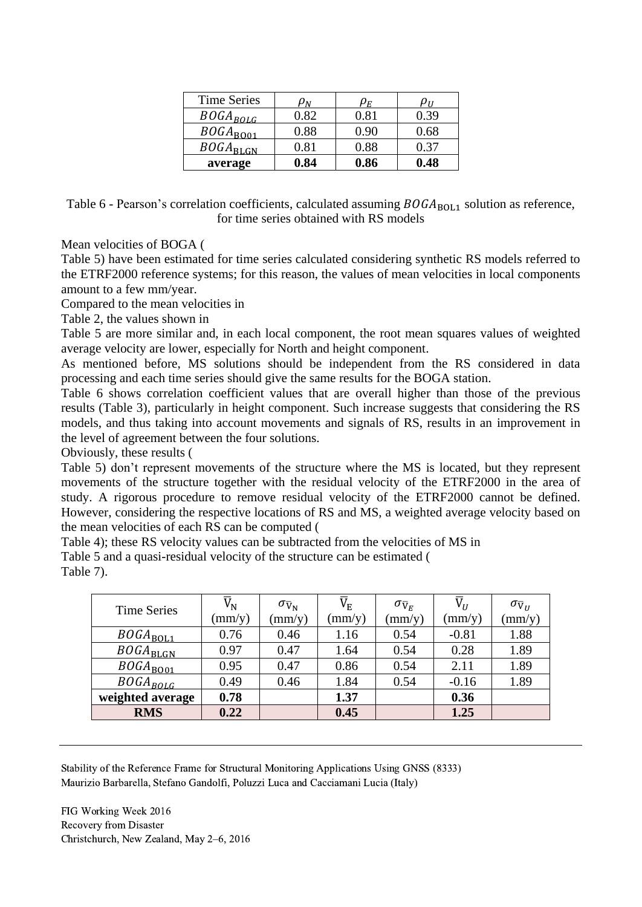| Time Series | $\rho_N$ | $\rho_E$ | $\rho_U$ |
| --- | --- | --- | --- |
| $BOGA_{BOLG}$ | 0.82 | 0.81 | 0.39 |
| $BOGA_{\mathrm{BO01}}$ | 0.88 | 0.90 | 0.68 |
| $BOGA_{\mathrm{BLGN}}$ | 0.81 | 0.88 | 0.37 |
| **average** | **0.84** | **0.86** | **0.48** |

Table 6 - Pearson's correlation coefficients, calculated assuming $BOGA_{\mathrm{BOL1}}$ solution as reference, for time series obtained with RS models

Mean velocities of BOGA (Table 5) have been estimated for time series calculated considering synthetic RS models referred to the ETRF2000 reference systems; for this reason, the values of mean velocities in local components amount to a few mm/year.

Compared to the mean velocities in Table 2, the values shown in Table 5 are more similar and, in each local component, the root mean squares values of weighted average velocity are lower, especially for North and height component.

As mentioned before, MS solutions should be independent from the RS considered in data processing and each time series should give the same results for the BOGA station.

Table 6 shows correlation coefficient values that are overall higher than those of the previous results (Table 3), particularly in height component. Such increase suggests that considering the RS models, and thus taking into account movements and signals of RS, results in an improvement in the level of agreement between the four solutions.

Obviously, these results (Table 5) don't represent movements of the structure where the MS is located, but they represent movements of the structure together with the residual velocity of the ETRF2000 in the area of study. A rigorous procedure to remove residual velocity of the ETRF2000 cannot be defined. However, considering the respective locations of RS and MS, a weighted average velocity based on the mean velocities of each RS can be computed (Table 4); these RS velocity values can be subtracted from the velocities of MS in Table 5 and a quasi-residual velocity of the structure can be estimated (Table 7).

| Time Series | $\overline{\mathrm{V}}_{\mathrm{N}}$ (mm/y) | $\sigma_{\overline{\mathrm{V}}_{\mathrm{N}}}$ (mm/y) | $\overline{\mathrm{V}}_{\mathrm{E}}$ (mm/y) | $\sigma_{\overline{\mathrm{V}}_{E}}$ (mm/y) | $\overline{\mathrm{V}}_{U}$ (mm/y) | $\sigma_{\overline{\mathrm{V}}_{U}}$ (mm/y) |
| --- | --- | --- | --- | --- | --- | --- |
| $BOGA_{\mathrm{BOL1}}$ | 0.76 | 0.46 | 1.16 | 0.54 | -0.81 | 1.88 |
| $BOGA_{\mathrm{BLGN}}$ | 0.97 | 0.47 | 1.64 | 0.54 | 0.28 | 1.89 |
| $BOGA_{\mathrm{BO01}}$ | 0.95 | 0.47 | 0.86 | 0.54 | 2.11 | 1.89 |
| $BOGA_{BOLG}$ | 0.49 | 0.46 | 1.84 | 0.54 | -0.16 | 1.89 |
| **weighted average** | **0.78** | | **1.37** | | **0.36** | |
| **RMS** | **0.22** | | **0.45** | | **1.25** | |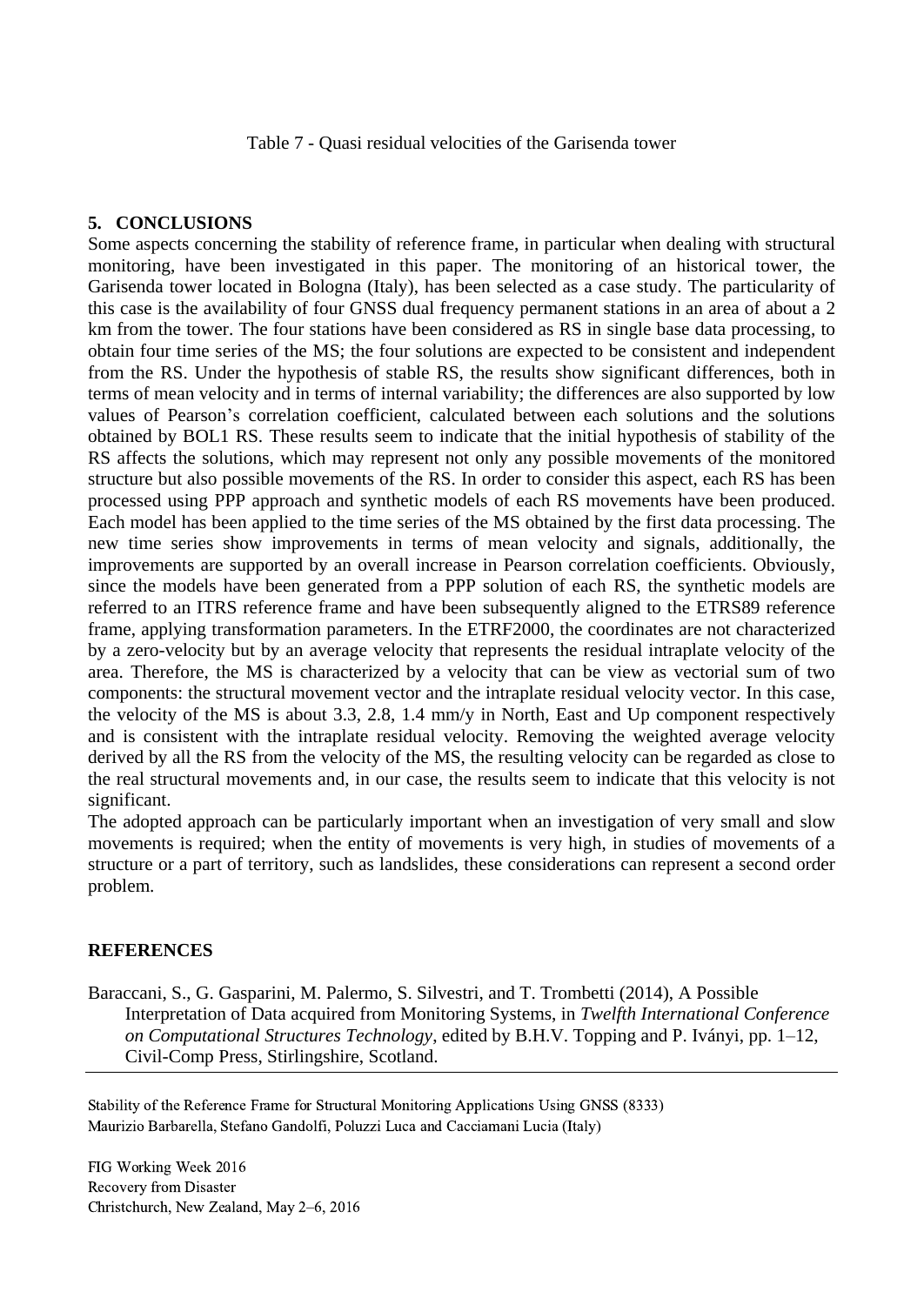Table 7 - Quasi residual velocities of the Garisenda tower

## 5. CONCLUSIONS

Some aspects concerning the stability of reference frame, in particular when dealing with structural monitoring, have been investigated in this paper. The monitoring of an historical tower, the Garisenda tower located in Bologna (Italy), has been selected as a case study. The particularity of this case is the availability of four GNSS dual frequency permanent stations in an area of about a 2 km from the tower. The four stations have been considered as RS in single base data processing, to obtain four time series of the MS; the four solutions are expected to be consistent and independent from the RS. Under the hypothesis of stable RS, the results show significant differences, both in terms of mean velocity and in terms of internal variability; the differences are also supported by low values of Pearson's correlation coefficient, calculated between each solutions and the solutions obtained by BOL1 RS. These results seem to indicate that the initial hypothesis of stability of the RS affects the solutions, which may represent not only any possible movements of the monitored structure but also possible movements of the RS. In order to consider this aspect, each RS has been processed using PPP approach and synthetic models of each RS movements have been produced. Each model has been applied to the time series of the MS obtained by the first data processing. The new time series show improvements in terms of mean velocity and signals, additionally, the improvements are supported by an overall increase in Pearson correlation coefficients. Obviously, since the models have been generated from a PPP solution of each RS, the synthetic models are referred to an ITRS reference frame and have been subsequently aligned to the ETRS89 reference frame, applying transformation parameters. In the ETRF2000, the coordinates are not characterized by a zero-velocity but by an average velocity that represents the residual intraplate velocity of the area. Therefore, the MS is characterized by a velocity that can be view as vectorial sum of two components: the structural movement vector and the intraplate residual velocity vector. In this case, the velocity of the MS is about 3.3, 2.8, 1.4 mm/y in North, East and Up component respectively and is consistent with the intraplate residual velocity. Removing the weighted average velocity derived by all the RS from the velocity of the MS, the resulting velocity can be regarded as close to the real structural movements and, in our case, the results seem to indicate that this velocity is not significant.

The adopted approach can be particularly important when an investigation of very small and slow movements is required; when the entity of movements is very high, in studies of movements of a structure or a part of territory, such as landslides, these considerations can represent a second order problem.

## REFERENCES

Baraccani, S., G. Gasparini, M. Palermo, S. Silvestri, and T. Trombetti (2014), A Possible Interpretation of Data acquired from Monitoring Systems, in *Twelfth International Conference on Computational Structures Technology*, edited by B.H.V. Topping and P. Iványi, pp. 1–12, Civil-Comp Press, Stirlingshire, Scotland.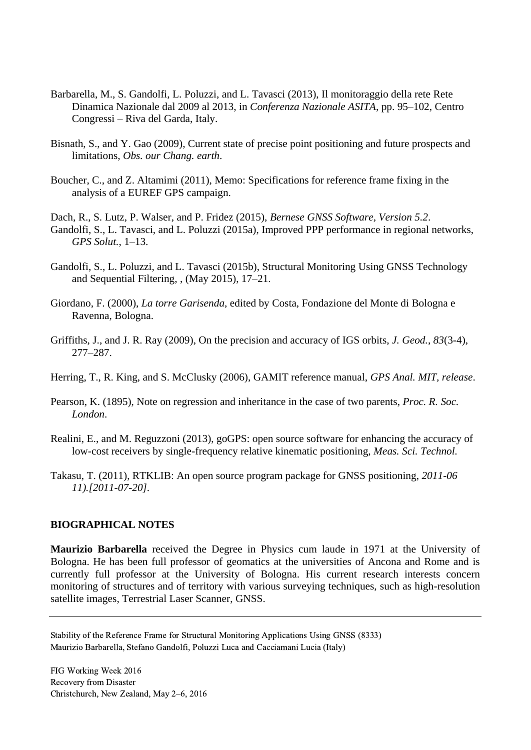Barbarella, M., S. Gandolfi, L. Poluzzi, and L. Tavasci (2013), Il monitoraggio della rete Rete Dinamica Nazionale dal 2009 al 2013, in *Conferenza Nazionale ASITA*, pp. 95–102, Centro Congressi – Riva del Garda, Italy.

Bisnath, S., and Y. Gao (2009), Current state of precise point positioning and future prospects and limitations, *Obs. our Chang. earth*.

Boucher, C., and Z. Altamimi (2011), Memo: Specifications for reference frame fixing in the analysis of a EUREF GPS campaign.

Dach, R., S. Lutz, P. Walser, and P. Fridez (2015), *Bernese GNSS Software, Version 5.2*.

Gandolfi, S., L. Tavasci, and L. Poluzzi (2015a), Improved PPP performance in regional networks, *GPS Solut.*, 1–13.

Gandolfi, S., L. Poluzzi, and L. Tavasci (2015b), Structural Monitoring Using GNSS Technology and Sequential Filtering, , (May 2015), 17–21.

Giordano, F. (2000), *La torre Garisenda*, edited by Costa, Fondazione del Monte di Bologna e Ravenna, Bologna.

Griffiths, J., and J. R. Ray (2009), On the precision and accuracy of IGS orbits, *J. Geod.*, *83*(3-4), 277–287.

Herring, T., R. King, and S. McClusky (2006), GAMIT reference manual, *GPS Anal. MIT, release*.

Pearson, K. (1895), Note on regression and inheritance in the case of two parents, *Proc. R. Soc. London*.

Realini, E., and M. Reguzzoni (2013), goGPS: open source software for enhancing the accuracy of low-cost receivers by single-frequency relative kinematic positioning, *Meas. Sci. Technol.*

Takasu, T. (2011), RTKLIB: An open source program package for GNSS positioning, *2011-06 11).[2011-07-20]*.

## BIOGRAPHICAL NOTES

**Maurizio Barbarella** received the Degree in Physics cum laude in 1971 at the University of Bologna. He has been full professor of geomatics at the universities of Ancona and Rome and is currently full professor at the University of Bologna. His current research interests concern monitoring of structures and of territory with various surveying techniques, such as high-resolution satellite images, Terrestrial Laser Scanner, GNSS.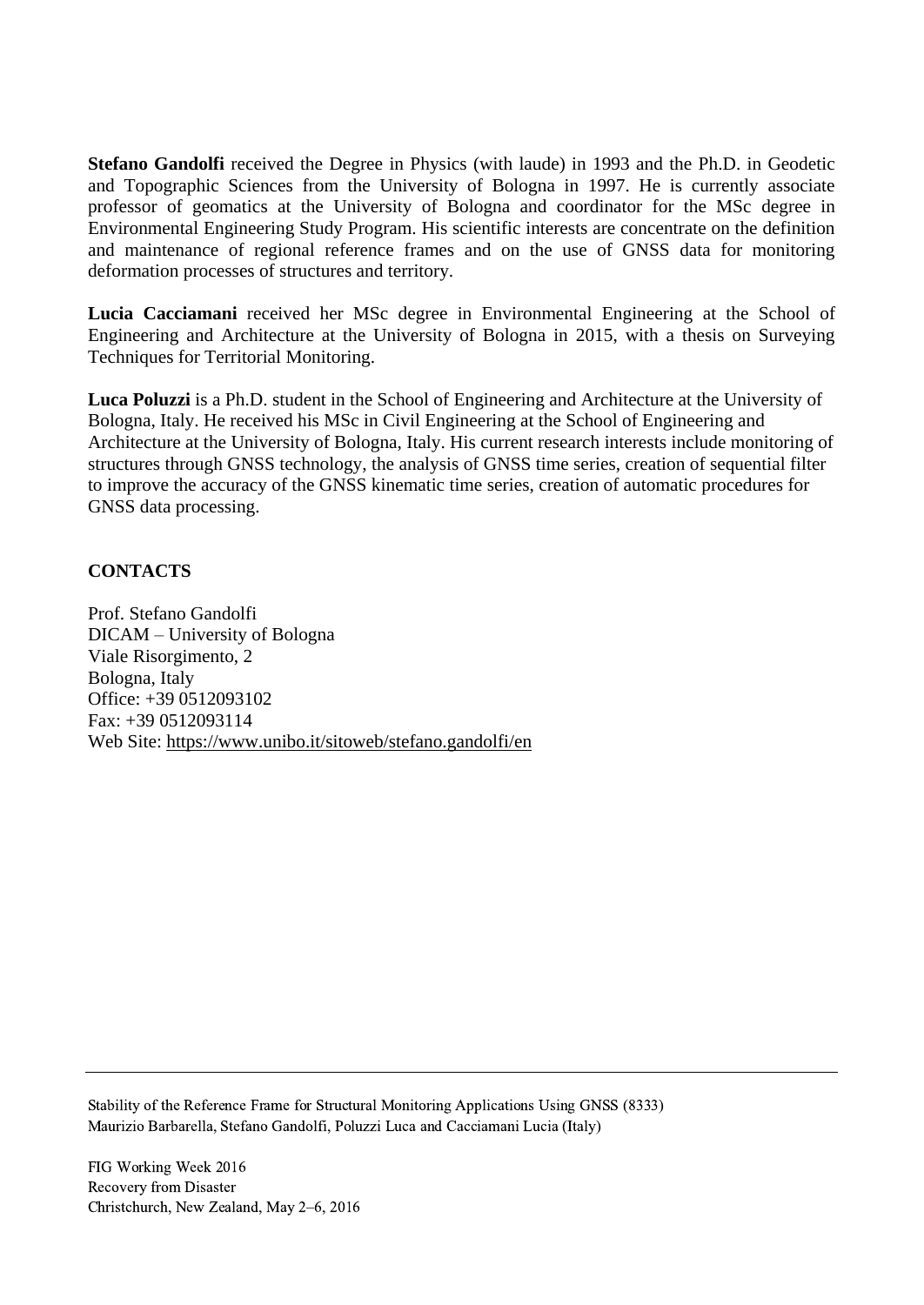**Stefano Gandolfi** received the Degree in Physics (with laude) in 1993 and the Ph.D. in Geodetic and Topographic Sciences from the University of Bologna in 1997. He is currently associate professor of geomatics at the University of Bologna and coordinator for the MSc degree in Environmental Engineering Study Program. His scientific interests are concentrate on the definition and maintenance of regional reference frames and on the use of GNSS data for monitoring deformation processes of structures and territory.

**Lucia Cacciamani** received her MSc degree in Environmental Engineering at the School of Engineering and Architecture at the University of Bologna in 2015, with a thesis on Surveying Techniques for Territorial Monitoring.

**Luca Poluzzi** is a Ph.D. student in the School of Engineering and Architecture at the University of Bologna, Italy. He received his MSc in Civil Engineering at the School of Engineering and Architecture at the University of Bologna, Italy. His current research interests include monitoring of structures through GNSS technology, the analysis of GNSS time series, creation of sequential filter to improve the accuracy of the GNSS kinematic time series, creation of automatic procedures for GNSS data processing.

## CONTACTS

Prof. Stefano Gandolfi
DICAM – University of Bologna
Viale Risorgimento, 2
Bologna, Italy
Office: +39 0512093102
Fax: +39 0512093114
Web Site: https://www.unibo.it/sitoweb/stefano.gandolfi/en